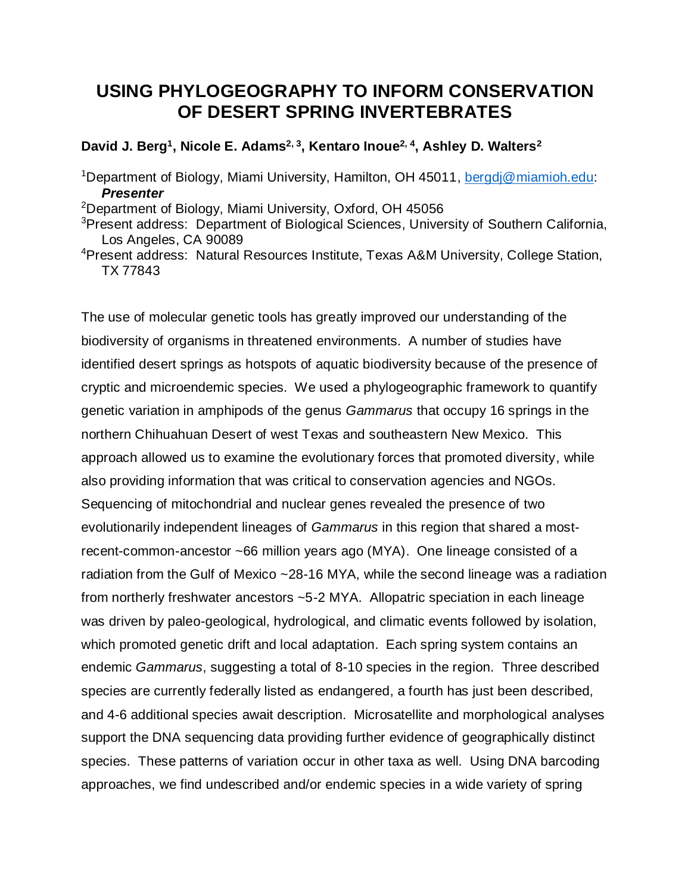# USING PHYLOGEOGRAPHY TO INFORM CONSERVATION OF DESERT SPRING INVERTEBRATES

**David J. Berg[1], Nicole E. Adams[2, 3], Kentaro Inoue[2, 4], Ashley D. Walters[2]**

[1]Department of Biology, Miami University, Hamilton, OH 45011, bergdj@miamioh.edu: ***Presenter***
[2]Department of Biology, Miami University, Oxford, OH 45056
[3]Present address: Department of Biological Sciences, University of Southern California, Los Angeles, CA 90089
[4]Present address: Natural Resources Institute, Texas A&M University, College Station, TX 77843

The use of molecular genetic tools has greatly improved our understanding of the biodiversity of organisms in threatened environments. A number of studies have identified desert springs as hotspots of aquatic biodiversity because of the presence of cryptic and microendemic species. We used a phylogeographic framework to quantify genetic variation in amphipods of the genus *Gammarus* that occupy 16 springs in the northern Chihuahuan Desert of west Texas and southeastern New Mexico. This approach allowed us to examine the evolutionary forces that promoted diversity, while also providing information that was critical to conservation agencies and NGOs. Sequencing of mitochondrial and nuclear genes revealed the presence of two evolutionarily independent lineages of *Gammarus* in this region that shared a most-recent-common-ancestor ~66 million years ago (MYA). One lineage consisted of a radiation from the Gulf of Mexico ~28-16 MYA, while the second lineage was a radiation from northerly freshwater ancestors ~5-2 MYA. Allopatric speciation in each lineage was driven by paleo-geological, hydrological, and climatic events followed by isolation, which promoted genetic drift and local adaptation. Each spring system contains an endemic *Gammarus*, suggesting a total of 8-10 species in the region. Three described species are currently federally listed as endangered, a fourth has just been described, and 4-6 additional species await description. Microsatellite and morphological analyses support the DNA sequencing data providing further evidence of geographically distinct species. These patterns of variation occur in other taxa as well. Using DNA barcoding approaches, we find undescribed and/or endemic species in a wide variety of spring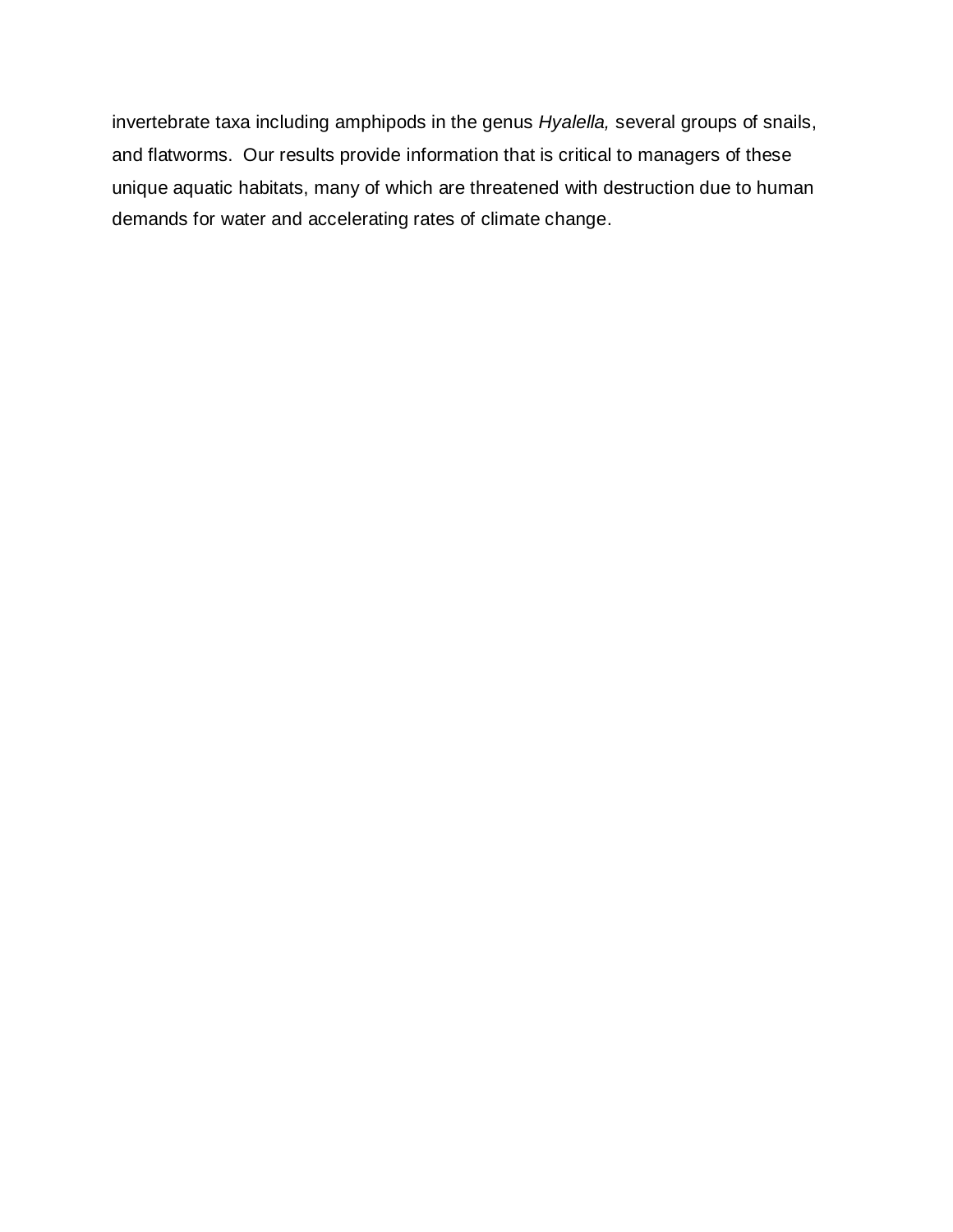invertebrate taxa including amphipods in the genus *Hyalella,* several groups of snails, and flatworms. Our results provide information that is critical to managers of these unique aquatic habitats, many of which are threatened with destruction due to human demands for water and accelerating rates of climate change.